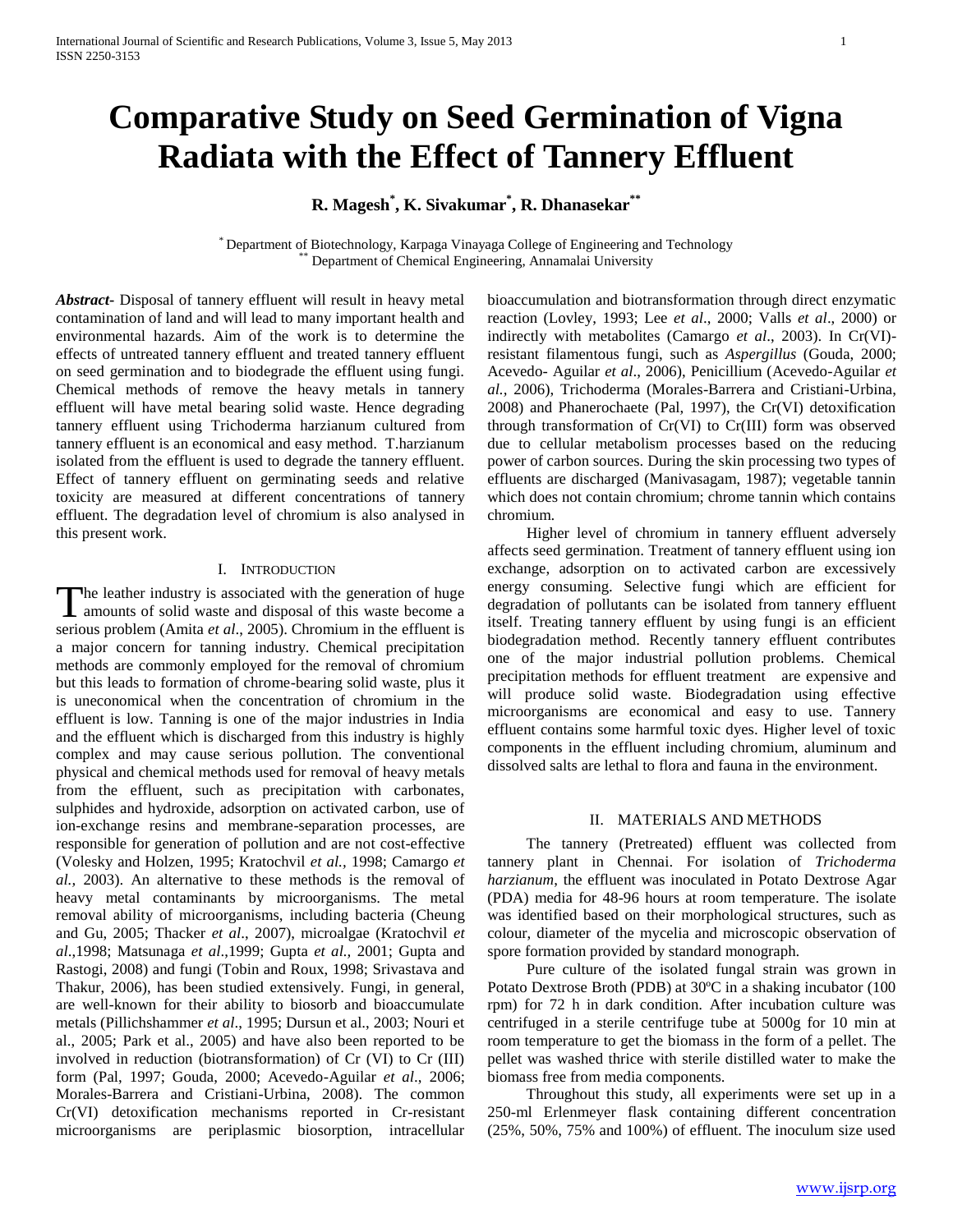# Comparative Study on Seed Germination of Vigna Radiata with the Effect of Tannery Effluent

**R. Magesh[*], K. Sivakumar[*], R. Dhanasekar[**]**

[*] Department of Biotechnology, Karpaga Vinayaga College of Engineering and Technology
[**] Department of Chemical Engineering, Annamalai University

***Abstract-*** Disposal of tannery effluent will result in heavy metal contamination of land and will lead to many important health and environmental hazards. Aim of the work is to determine the effects of untreated tannery effluent and treated tannery effluent on seed germination and to biodegrade the effluent using fungi. Chemical methods of remove the heavy metals in tannery effluent will have metal bearing solid waste. Hence degrading tannery effluent using Trichoderma harzianum cultured from tannery effluent is an economical and easy method. T.harzianum isolated from the effluent is used to degrade the tannery effluent. Effect of tannery effluent on germinating seeds and relative toxicity are measured at different concentrations of tannery effluent. The degradation level of chromium is also analysed in this present work.

## I. Introduction

The leather industry is associated with the generation of huge amounts of solid waste and disposal of this waste become a serious problem (Amita *et al*., 2005). Chromium in the effluent is a major concern for tanning industry. Chemical precipitation methods are commonly employed for the removal of chromium but this leads to formation of chrome-bearing solid waste, plus it is uneconomical when the concentration of chromium in the effluent is low. Tanning is one of the major industries in India and the effluent which is discharged from this industry is highly complex and may cause serious pollution. The conventional physical and chemical methods used for removal of heavy metals from the effluent, such as precipitation with carbonates, sulphides and hydroxide, adsorption on activated carbon, use of ion-exchange resins and membrane-separation processes, are responsible for generation of pollution and are not cost-effective (Volesky and Holzen, 1995; Kratochvil *et al.,* 1998; Camargo *et al.,* 2003). An alternative to these methods is the removal of heavy metal contaminants by microorganisms. The metal removal ability of microorganisms, including bacteria (Cheung and Gu, 2005; Thacker *et al*., 2007), microalgae (Kratochvil *et al*.,1998; Matsunaga *et al*.,1999; Gupta *et al.,* 2001; Gupta and Rastogi, 2008) and fungi (Tobin and Roux, 1998; Srivastava and Thakur, 2006), has been studied extensively. Fungi, in general, are well-known for their ability to biosorb and bioaccumulate metals (Pillichshammer *et al*., 1995; Dursun et al., 2003; Nouri et al., 2005; Park et al., 2005) and have also been reported to be involved in reduction (biotransformation) of Cr (VI) to Cr (III) form (Pal, 1997; Gouda, 2000; Acevedo-Aguilar *et al*., 2006; Morales-Barrera and Cristiani-Urbina, 2008). The common Cr(VI) detoxification mechanisms reported in Cr-resistant microorganisms are periplasmic biosorption, intracellular bioaccumulation and biotransformation through direct enzymatic reaction (Lovley, 1993; Lee *et al*., 2000; Valls *et al*., 2000) or indirectly with metabolites (Camargo *et al*., 2003). In Cr(VI)-resistant filamentous fungi, such as *Aspergillus* (Gouda, 2000; Acevedo- Aguilar *et al*., 2006), Penicillium (Acevedo-Aguilar *et al.,* 2006), Trichoderma (Morales-Barrera and Cristiani-Urbina, 2008) and Phanerochaete (Pal, 1997), the Cr(VI) detoxification through transformation of Cr(VI) to Cr(III) form was observed due to cellular metabolism processes based on the reducing power of carbon sources. During the skin processing two types of effluents are discharged (Manivasagam, 1987); vegetable tannin which does not contain chromium; chrome tannin which contains chromium.

Higher level of chromium in tannery effluent adversely affects seed germination. Treatment of tannery effluent using ion exchange, adsorption on to activated carbon are excessively energy consuming. Selective fungi which are efficient for degradation of pollutants can be isolated from tannery effluent itself. Treating tannery effluent by using fungi is an efficient biodegradation method. Recently tannery effluent contributes one of the major industrial pollution problems. Chemical precipitation methods for effluent treatment are expensive and will produce solid waste. Biodegradation using effective microorganisms are economical and easy to use. Tannery effluent contains some harmful toxic dyes. Higher level of toxic components in the effluent including chromium, aluminum and dissolved salts are lethal to flora and fauna in the environment.

## II. Materials and Methods

The tannery (Pretreated) effluent was collected from tannery plant in Chennai. For isolation of *Trichoderma harzianum*, the effluent was inoculated in Potato Dextrose Agar (PDA) media for 48-96 hours at room temperature. The isolate was identified based on their morphological structures, such as colour, diameter of the mycelia and microscopic observation of spore formation provided by standard monograph.

Pure culture of the isolated fungal strain was grown in Potato Dextrose Broth (PDB) at 30ºC in a shaking incubator (100 rpm) for 72 h in dark condition. After incubation culture was centrifuged in a sterile centrifuge tube at 5000g for 10 min at room temperature to get the biomass in the form of a pellet. The pellet was washed thrice with sterile distilled water to make the biomass free from media components.

Throughout this study, all experiments were set up in a 250-ml Erlenmeyer flask containing different concentration (25%, 50%, 75% and 100%) of effluent. The inoculum size used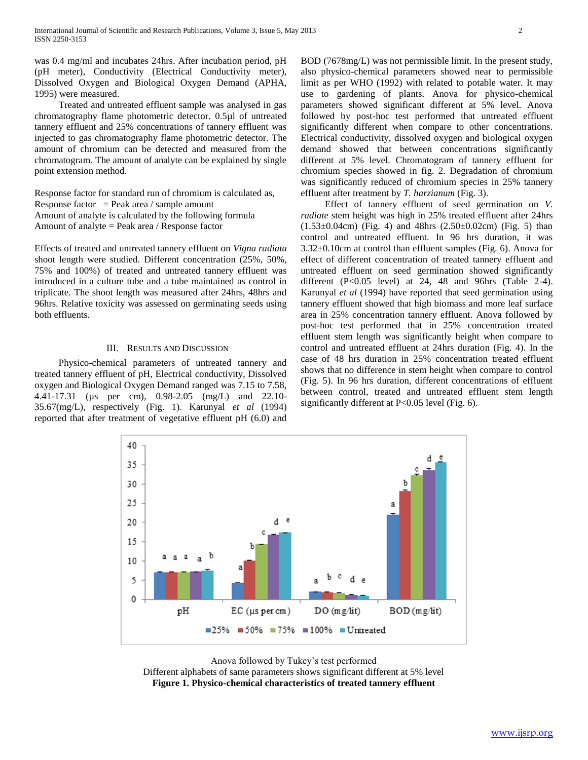was 0.4 mg/ml and incubates 24hrs. After incubation period, pH (pH meter), Conductivity (Electrical Conductivity meter), Dissolved Oxygen and Biological Oxygen Demand (APHA, 1995) were measured.

Treated and untreated effluent sample was analysed in gas chromatography flame photometric detector. 0.5µl of untreated tannery effluent and 25% concentrations of tannery effluent was injected to gas chromatography flame photometric detector. The amount of chromium can be detected and measured from the chromatogram. The amount of analyte can be explained by single point extension method.

Response factor for standard run of chromium is calculated as,
Response factor = Peak area / sample amount
Amount of analyte is calculated by the following formula
Amount of analyte = Peak area / Response factor

Effects of treated and untreated tannery effluent on *Vigna radiata* shoot length were studied. Different concentration (25%, 50%, 75% and 100%) of treated and untreated tannery effluent was introduced in a culture tube and a tube maintained as control in triplicate. The shoot length was measured after 24hrs, 48hrs and 96hrs. Relative toxicity was assessed on germinating seeds using both effluents.

## III. Results and Discussion

Physico-chemical parameters of untreated tannery and treated tannery effluent of pH, Electrical conductivity, Dissolved oxygen and Biological Oxygen Demand ranged was 7.15 to 7.58, 4.41-17.31 (µs per cm), 0.98-2.05 (mg/L) and 22.10-35.67(mg/L), respectively (Fig. 1). Karunyal *et al* (1994) reported that after treatment of vegetative effluent pH (6.0) and BOD (7678mg/L) was not permissible limit. In the present study, also physico-chemical parameters showed near to permissible limit as per WHO (1992) with related to potable water. It may use to gardening of plants. Anova for physico-chemical parameters showed significant different at 5% level. Anova followed by post-hoc test performed that untreated effluent significantly different when compare to other concentrations. Electrical conductivity, dissolved oxygen and biological oxygen demand showed that between concentrations significantly different at 5% level. Chromatogram of tannery effluent for chromium species showed in fig. 2. Degradation of chromium was significantly reduced of chromium species in 25% tannery effluent after treatment by *T. harzianum* (Fig. 3).

Effect of tannery effluent of seed germination on *V. radiate* stem height was high in 25% treated effluent after 24hrs (1.53±0.04cm) (Fig. 4) and 48hrs (2.50±0.02cm) (Fig. 5) than control and untreated effluent. In 96 hrs duration, it was 3.32±0.10cm at control than effluent samples (Fig. 6). Anova for effect of different concentration of treated tannery effluent and untreated effluent on seed germination showed significantly different (P<0.05 level) at 24, 48 and 96hrs (Table 2-4). Karunyal *et al* (1994) have reported that seed germination using tannery effluent showed that high biomass and more leaf surface area in 25% concentration tannery effluent. Anova followed by post-hoc test performed that in 25% concentration treated effluent stem length was significantly height when compare to control and untreated effluent at 24hrs duration (Fig. 4). In the case of 48 hrs duration in 25% concentration treated effluent shows that no difference in stem height when compare to control (Fig. 5). In 96 hrs duration, different concentrations of effluent between control, treated and untreated effluent stem length significantly different at P<0.05 level (Fig. 6).

Anova followed by Tukey's test performed
Different alphabets of same parameters shows significant different at 5% level
**Figure 1. Physico-chemical characteristics of treated tannery effluent**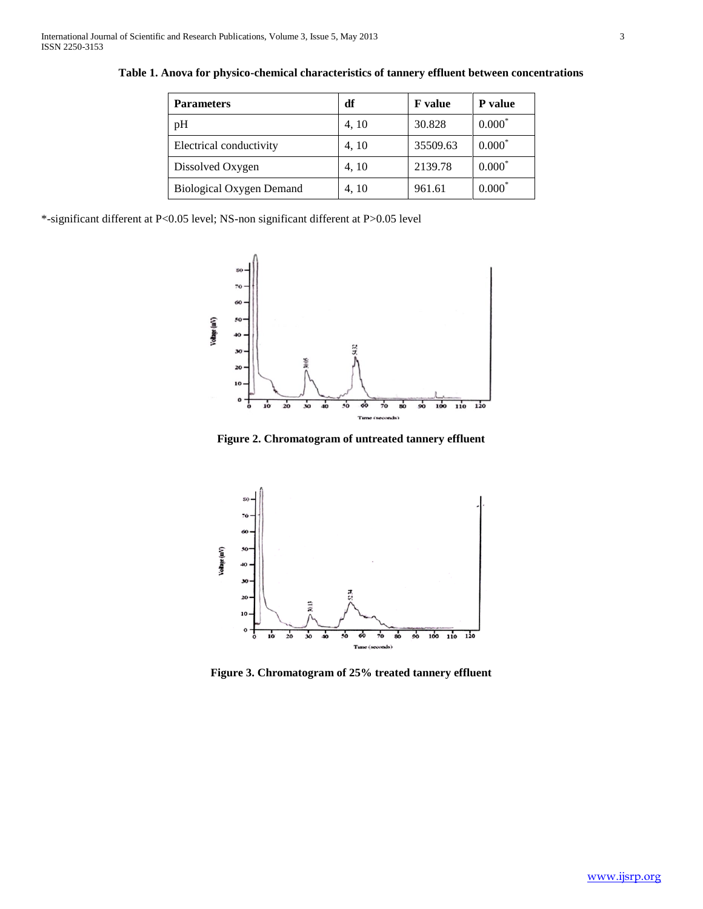**Table 1. Anova for physico-chemical characteristics of tannery effluent between concentrations**

| Parameters | df | F value | P value |
|---|---|---|---|
| pH | 4, 10 | 30.828 | 0.000* |
| Electrical conductivity | 4, 10 | 35509.63 | 0.000* |
| Dissolved Oxygen | 4, 10 | 2139.78 | 0.000* |
| Biological Oxygen Demand | 4, 10 | 961.61 | 0.000* |

*-significant different at P<0.05 level; NS-non significant different at P>0.05 level

**Figure 2. Chromatogram of untreated tannery effluent**

**Figure 3. Chromatogram of 25% treated tannery effluent**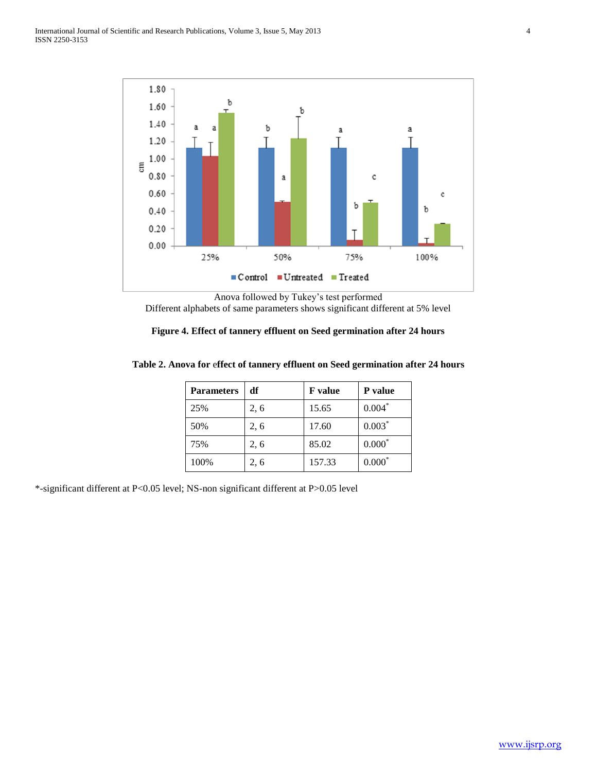Anova followed by Tukey's test performed
Different alphabets of same parameters shows significant different at 5% level

**Figure 4. Effect of tannery effluent on Seed germination after 24 hours**

**Table 2. Anova for effect of tannery effluent on Seed germination after 24 hours**

| Parameters | df | F value | P value |
|---|---|---|---|
| 25% | 2, 6 | 15.65 | 0.004* |
| 50% | 2, 6 | 17.60 | 0.003* |
| 75% | 2, 6 | 85.02 | 0.000* |
| 100% | 2, 6 | 157.33 | 0.000* |

*-significant different at P<0.05 level; NS-non significant different at P>0.05 level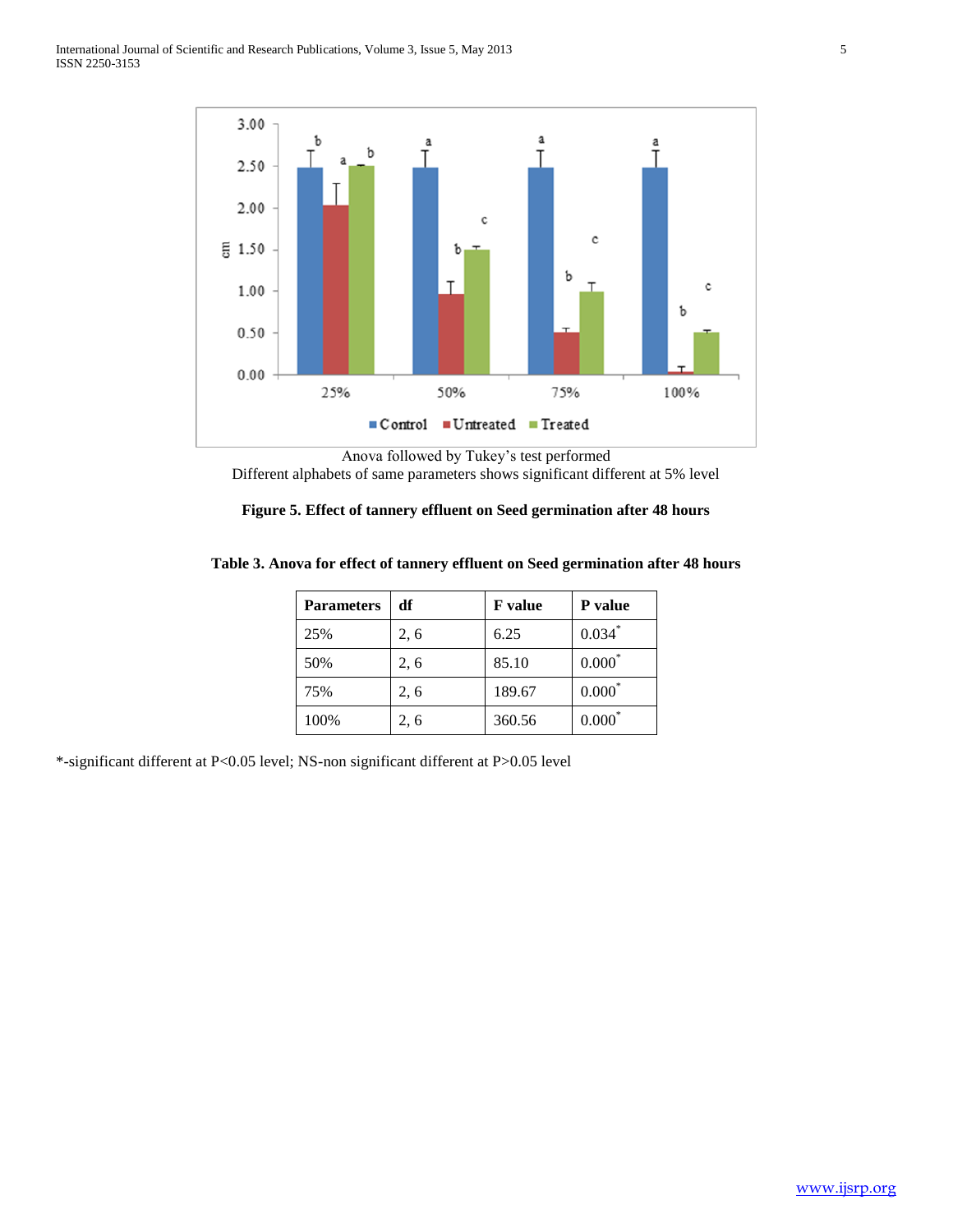Anova followed by Tukey's test performed

Different alphabets of same parameters shows significant different at 5% level

**Figure 5. Effect of tannery effluent on Seed germination after 48 hours**

**Table 3. Anova for effect of tannery effluent on Seed germination after 48 hours**

| Parameters | df | F value | P value |
|---|---|---|---|
| 25% | 2, 6 | 6.25 | 0.034* |
| 50% | 2, 6 | 85.10 | 0.000* |
| 75% | 2, 6 | 189.67 | 0.000* |
| 100% | 2, 6 | 360.56 | 0.000* |

*-significant different at P<0.05 level; NS-non significant different at P>0.05 level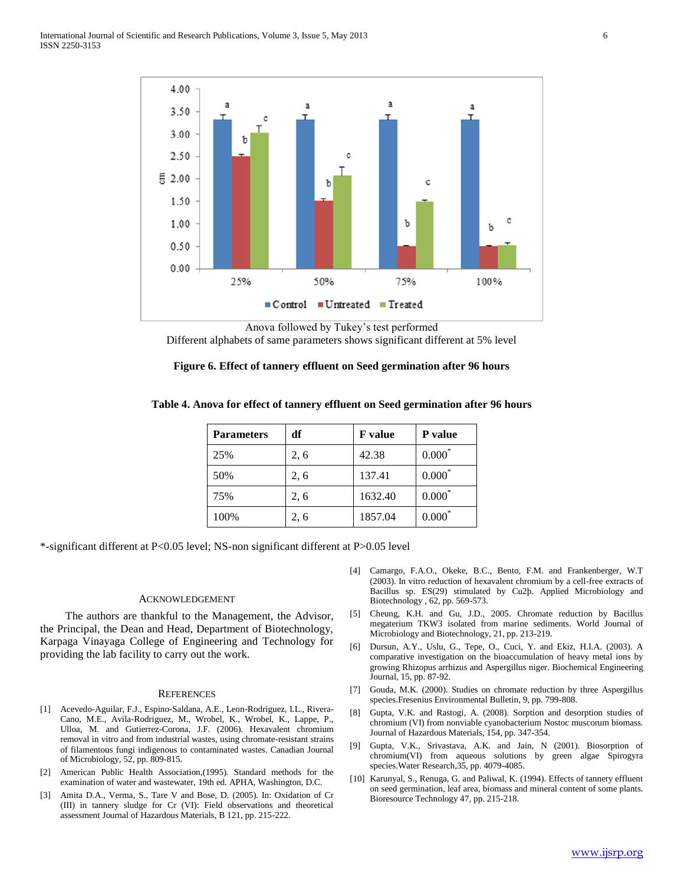Anova followed by Tukey's test performed

Different alphabets of same parameters shows significant different at 5% level

**Figure 6. Effect of tannery effluent on Seed germination after 96 hours**

**Table 4. Anova for effect of tannery effluent on Seed germination after 96 hours**

| Parameters | df | F value | P value |
|---|---|---|---|
| 25% | 2, 6 | 42.38 | 0.000* |
| 50% | 2, 6 | 137.41 | 0.000* |
| 75% | 2, 6 | 1632.40 | 0.000* |
| 100% | 2, 6 | 1857.04 | 0.000* |

*-significant different at P<0.05 level; NS-non significant different at P>0.05 level

## Acknowledgement

The authors are thankful to the Management, the Advisor, the Principal, the Dean and Head, Department of Biotechnology, Karpaga Vinayaga College of Engineering and Technology for providing the lab facility to carry out the work.

## References

[1] Acevedo-Aguilar, F.J., Espino-Saldana, A.E., Leon-Rodriguez, I.L., Rivera-Cano, M.E., Avila-Rodriguez, M., Wrobel, K., Wrobel, K., Lappe, P., Ulloa, M. and Gutierrez-Corona, J.F. (2006). Hexavalent chromium removal in vitro and from industrial wastes, using chromate-resistant strains of filamentous fungi indigenous to contaminated wastes. Canadian Journal of Microbiology, 52, pp. 809-815.

[2] American Public Health Association,(1995). Standard methods for the examination of water and wastewater, 19th ed. APHA, Washington, D.C.

[3] Amita D.A., Verma, S., Tare V and Bose, D. (2005). In: Oxidation of Cr (III) in tannery sludge for Cr (VI): Field observations and theoretical assessment Journal of Hazardous Materials, B 121, pp. 215-222.

[4] Camargo, F.A.O., Okeke, B.C., Bento, F.M. and Frankenberger, W.T (2003). In vitro reduction of hexavalent chromium by a cell-free extracts of Bacillus sp. ES(29) stimulated by Cu2þ. Applied Microbiology and Biotechnology , 62, pp. 569-573.

[5] Cheung, K.H. and Gu, J.D., 2005. Chromate reduction by Bacillus megaterium TKW3 isolated from marine sediments. World Journal of Microbiology and Biotechnology, 21, pp. 213-219.

[6] Dursun, A.Y., Uslu, G., Tepe, O., Cuci, Y. and Ekiz, H.I.A. (2003). A comparative investigation on the bioaccumulation of heavy metal ions by growing Rhizopus arrhizus and Aspergillus niger. Biochemical Engineering Journal, 15, pp. 87-92.

[7] Gouda, M.K. (2000). Studies on chromate reduction by three Aspergillus species.Fresenius Environmental Bulletin, 9, pp. 799-808.

[8] Gupta, V.K. and Rastogi, A. (2008). Sorption and desorption studies of chromium (VI) from nonviable cyanobacterium Nostoc muscorum biomass. Journal of Hazardous Materials, 154, pp. 347-354.

[9] Gupta, V.K., Srivastava, A.K. and Jain, N (2001). Biosorption of chromium(VI) from aqueous solutions by green algae Spirogyra species.Water Research,35, pp. 4079-4085.

[10] Karunyal, S., Renuga, G. and Paliwal, K. (1994). Effects of tannery effluent on seed germination, leaf area, biomass and mineral content of some plants. Bioresource Technology 47, pp. 215-218.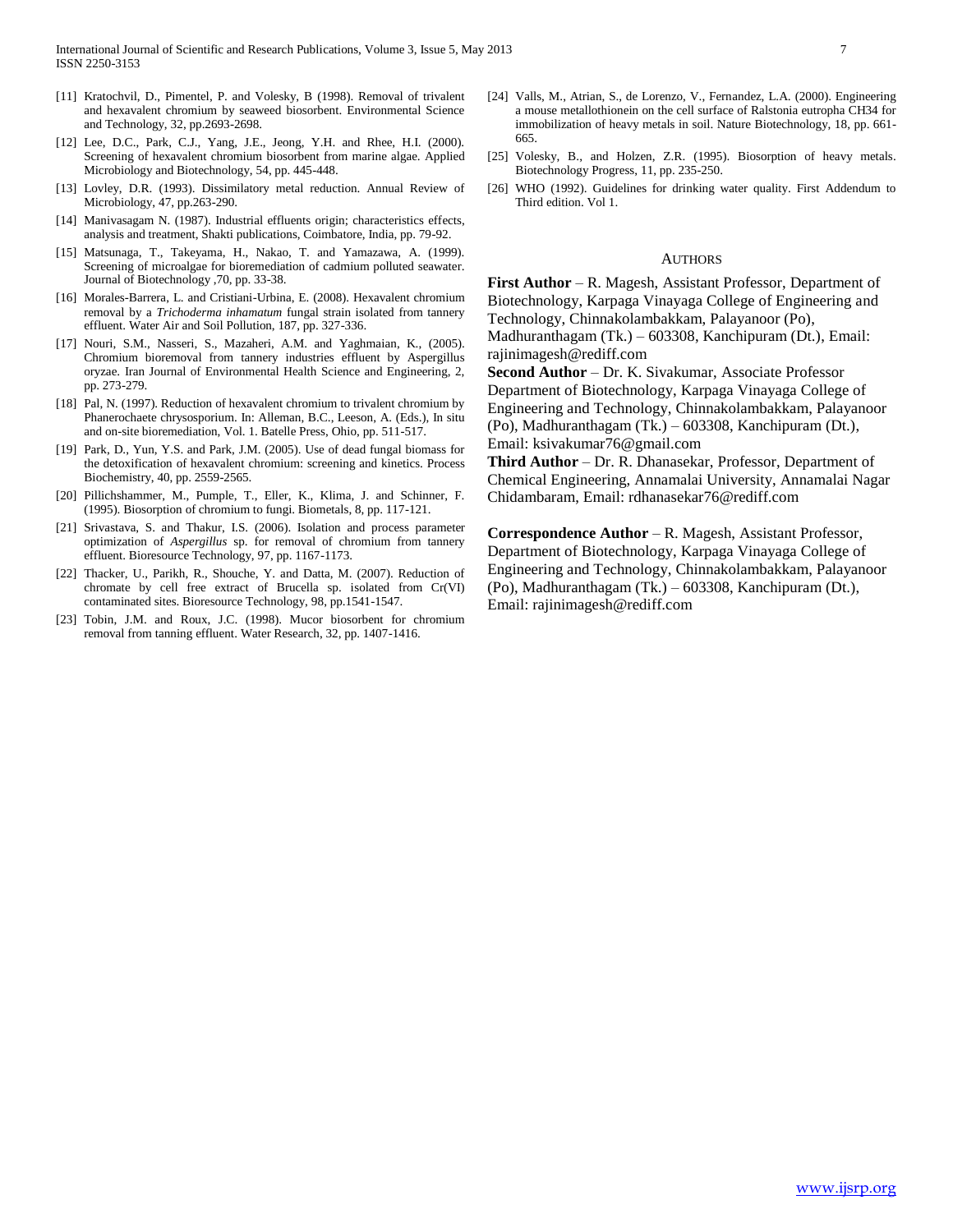[11] Kratochvil, D., Pimentel, P. and Volesky, B (1998). Removal of trivalent and hexavalent chromium by seaweed biosorbent. Environmental Science and Technology, 32, pp.2693-2698.

[12] Lee, D.C., Park, C.J., Yang, J.E., Jeong, Y.H. and Rhee, H.I. (2000). Screening of hexavalent chromium biosorbent from marine algae. Applied Microbiology and Biotechnology, 54, pp. 445-448.

[13] Lovley, D.R. (1993). Dissimilatory metal reduction. Annual Review of Microbiology, 47, pp.263-290.

[14] Manivasagam N. (1987). Industrial effluents origin; characteristics effects, analysis and treatment, Shakti publications, Coimbatore, India, pp. 79-92.

[15] Matsunaga, T., Takeyama, H., Nakao, T. and Yamazawa, A. (1999). Screening of microalgae for bioremediation of cadmium polluted seawater. Journal of Biotechnology ,70, pp. 33-38.

[16] Morales-Barrera, L. and Cristiani-Urbina, E. (2008). Hexavalent chromium removal by a *Trichoderma inhamatum* fungal strain isolated from tannery effluent. Water Air and Soil Pollution, 187, pp. 327-336.

[17] Nouri, S.M., Nasseri, S., Mazaheri, A.M. and Yaghmaian, K., (2005). Chromium bioremoval from tannery industries effluent by Aspergillus oryzae. Iran Journal of Environmental Health Science and Engineering, 2, pp. 273-279.

[18] Pal, N. (1997). Reduction of hexavalent chromium to trivalent chromium by Phanerochaete chrysosporium. In: Alleman, B.C., Leeson, A. (Eds.), In situ and on-site bioremediation, Vol. 1. Batelle Press, Ohio, pp. 511-517.

[19] Park, D., Yun, Y.S. and Park, J.M. (2005). Use of dead fungal biomass for the detoxification of hexavalent chromium: screening and kinetics. Process Biochemistry, 40, pp. 2559-2565.

[20] Pillichshammer, M., Pumple, T., Eller, K., Klima, J. and Schinner, F. (1995). Biosorption of chromium to fungi. Biometals, 8, pp. 117-121.

[21] Srivastava, S. and Thakur, I.S. (2006). Isolation and process parameter optimization of *Aspergillus* sp. for removal of chromium from tannery effluent. Bioresource Technology, 97, pp. 1167-1173.

[22] Thacker, U., Parikh, R., Shouche, Y. and Datta, M. (2007). Reduction of chromate by cell free extract of Brucella sp. isolated from Cr(VI) contaminated sites. Bioresource Technology, 98, pp.1541-1547.

[23] Tobin, J.M. and Roux, J.C. (1998). Mucor biosorbent for chromium removal from tanning effluent. Water Research, 32, pp. 1407-1416.

[24] Valls, M., Atrian, S., de Lorenzo, V., Fernandez, L.A. (2000). Engineering a mouse metallothionein on the cell surface of Ralstonia eutropha CH34 for immobilization of heavy metals in soil. Nature Biotechnology, 18, pp. 661-665.

[25] Volesky, B., and Holzen, Z.R. (1995). Biosorption of heavy metals. Biotechnology Progress, 11, pp. 235-250.

[26] WHO (1992). Guidelines for drinking water quality. First Addendum to Third edition. Vol 1.

## AUTHORS

**First Author** – R. Magesh, Assistant Professor, Department of Biotechnology, Karpaga Vinayaga College of Engineering and Technology, Chinnakolambakkam, Palayanoor (Po), Madhuranthagam (Tk.) – 603308, Kanchipuram (Dt.), Email: rajinimagesh@rediff.com

**Second Author** – Dr. K. Sivakumar, Associate Professor Department of Biotechnology, Karpaga Vinayaga College of Engineering and Technology, Chinnakolambakkam, Palayanoor (Po), Madhuranthagam (Tk.) – 603308, Kanchipuram (Dt.), Email: ksivakumar76@gmail.com

**Third Author** – Dr. R. Dhanasekar, Professor, Department of Chemical Engineering, Annamalai University, Annamalai Nagar Chidambaram, Email: rdhanasekar76@rediff.com

**Correspondence Author** – R. Magesh, Assistant Professor, Department of Biotechnology, Karpaga Vinayaga College of Engineering and Technology, Chinnakolambakkam, Palayanoor (Po), Madhuranthagam (Tk.) – 603308, Kanchipuram (Dt.), Email: rajinimagesh@rediff.com